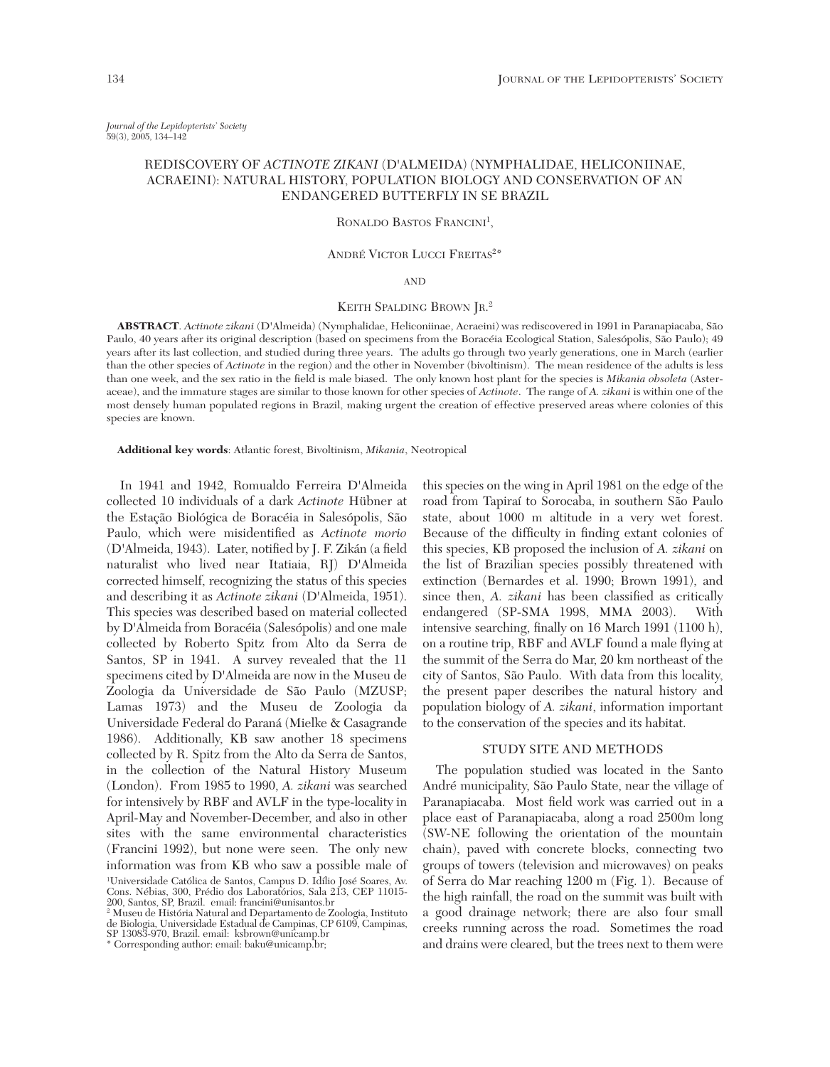*Journal of the Lepidopterists' Society*
59(3), 2005, 134–142

# REDISCOVERY OF *ACTINOTE ZIKANI* (D'ALMEIDA) (NYMPHALIDAE, HELICONIINAE, ACRAEINI): NATURAL HISTORY, POPULATION BIOLOGY AND CONSERVATION OF AN ENDANGERED BUTTERFLY IN SE BRAZIL

RONALDO BASTOS FRANCINI[1],

ANDRÉ VICTOR LUCCI FREITAS[2*]

AND

KEITH SPALDING BROWN JR.[2]

**ABSTRACT**. *Actinote zikani* (D'Almeida) (Nymphalidae, Heliconiinae, Acraeini) was rediscovered in 1991 in Paranapiacaba, São Paulo, 40 years after its original description (based on specimens from the Boracéia Ecological Station, Salesópolis, São Paulo); 49 years after its last collection, and studied during three years. The adults go through two yearly generations, one in March (earlier than the other species of *Actinote* in the region) and the other in November (bivoltinism). The mean residence of the adults is less than one week, and the sex ratio in the field is male biased. The only known host plant for the species is *Mikania obsoleta* (Asteraceae), and the immature stages are similar to those known for other species of *Actinote*. The range of *A. zikani* is within one of the most densely human populated regions in Brazil, making urgent the creation of effective preserved areas where colonies of this species are known.

**Additional key words**: Atlantic forest, Bivoltinism, *Mikania*, Neotropical

In 1941 and 1942, Romualdo Ferreira D'Almeida collected 10 individuals of a dark *Actinote* Hübner at the Estação Biológica de Boracéia in Salesópolis, São Paulo, which were misidentified as *Actinote morio* (D'Almeida, 1943). Later, notified by J. F. Zikán (a field naturalist who lived near Itatiaia, RJ) D'Almeida corrected himself, recognizing the status of this species and describing it as *Actinote zikani* (D'Almeida, 1951). This species was described based on material collected by D'Almeida from Boracéia (Salesópolis) and one male collected by Roberto Spitz from Alto da Serra de Santos, SP in 1941. A survey revealed that the 11 specimens cited by D'Almeida are now in the Museu de Zoologia da Universidade de São Paulo (MZUSP; Lamas 1973) and the Museu de Zoologia da Universidade Federal do Paraná (Mielke & Casagrande 1986). Additionally, KB saw another 18 specimens collected by R. Spitz from the Alto da Serra de Santos, in the collection of the Natural History Museum (London). From 1985 to 1990, *A. zikani* was searched for intensively by RBF and AVLF in the type-locality in April-May and November-December, and also in other sites with the same environmental characteristics (Francini 1992), but none were seen. The only new information was from KB who saw a possible male of this species on the wing in April 1981 on the edge of the road from Tapiraí to Sorocaba, in southern São Paulo state, about 1000 m altitude in a very wet forest. Because of the difficulty in finding extant colonies of this species, KB proposed the inclusion of *A. zikani* on the list of Brazilian species possibly threatened with extinction (Bernardes et al. 1990; Brown 1991), and since then, *A. zikani* has been classified as critically endangered (SP-SMA 1998, MMA 2003). With intensive searching, finally on 16 March 1991 (1100 h), on a routine trip, RBF and AVLF found a male flying at the summit of the Serra do Mar, 20 km northeast of the city of Santos, São Paulo. With data from this locality, the present paper describes the natural history and population biology of *A. zikani*, information important to the conservation of the species and its habitat.

## STUDY SITE AND METHODS

The population studied was located in the Santo André municipality, São Paulo State, near the village of Paranapiacaba. Most field work was carried out in a place east of Paranapiacaba, along a road 2500m long (SW-NE following the orientation of the mountain chain), paved with concrete blocks, connecting two groups of towers (television and microwaves) on peaks of Serra do Mar reaching 1200 m (Fig. 1). Because of the high rainfall, the road on the summit was built with a good drainage network; there are also four small creeks running across the road. Sometimes the road and drains were cleared, but the trees next to them were

[1]Universidade Católica de Santos, Campus D. Idílio José Soares, Av. Cons. Nébias, 300, Prédio dos Laboratórios, Sala 213, CEP 11015-200, Santos, SP, Brazil. email: francini@unisantos.br
[2] Museu de História Natural and Departamento de Zoologia, Instituto de Biologia, Universidade Estadual de Campinas, CP 6109, Campinas, SP 13083-970, Brazil. email: ksbrown@unicamp.br
* Corresponding author: email: baku@unicamp.br;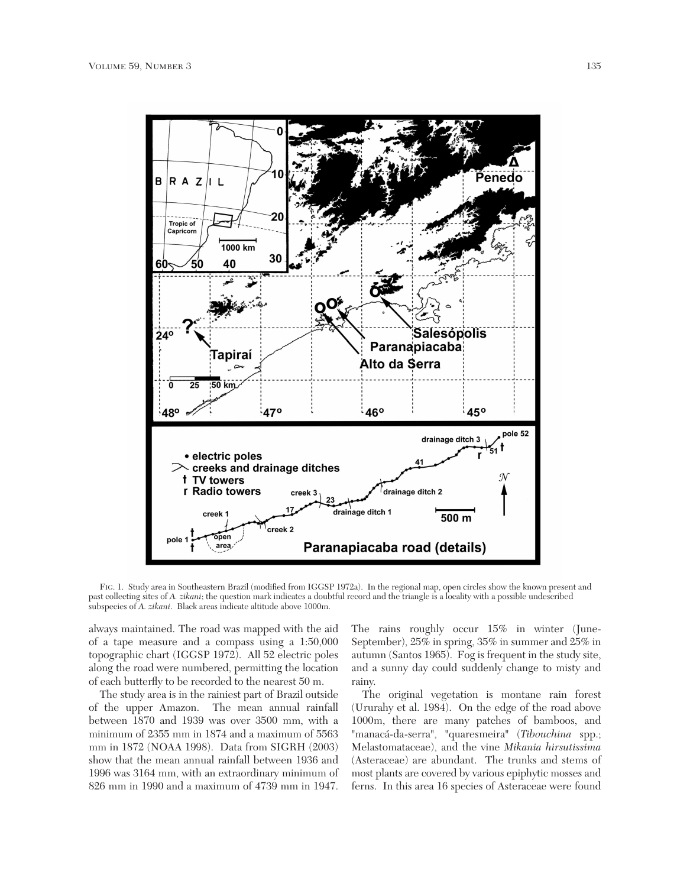FIG. 1. Study area in Southeastern Brazil (modified from IGGSP 1972a). In the regional map, open circles show the known present and past collecting sites of *A. zikani*; the question mark indicates a doubtful record and the triangle is a locality with a possible undescribed subspecies of *A. zikani*. Black areas indicate altitude above 1000m.

always maintained. The road was mapped with the aid of a tape measure and a compass using a 1:50,000 topographic chart (IGGSP 1972). All 52 electric poles along the road were numbered, permitting the location of each butterfly to be recorded to the nearest 50 m.

The study area is in the rainiest part of Brazil outside of the upper Amazon. The mean annual rainfall between 1870 and 1939 was over 3500 mm, with a minimum of 2355 mm in 1874 and a maximum of 5563 mm in 1872 (NOAA 1998). Data from SIGRH (2003) show that the mean annual rainfall between 1936 and 1996 was 3164 mm, with an extraordinary minimum of 826 mm in 1990 and a maximum of 4739 mm in 1947. The rains roughly occur 15% in winter (June-September), 25% in spring, 35% in summer and 25% in autumn (Santos 1965). Fog is frequent in the study site, and a sunny day could suddenly change to misty and rainy.

The original vegetation is montane rain forest (Ururahy et al. 1984). On the edge of the road above 1000m, there are many patches of bamboos, and "manacá-da-serra", "quaresmeira" (*Tibouchina* spp.; Melastomataceae), and the vine *Mikania hirsutissima* (Asteraceae) are abundant. The trunks and stems of most plants are covered by various epiphytic mosses and ferns. In this area 16 species of Asteraceae were found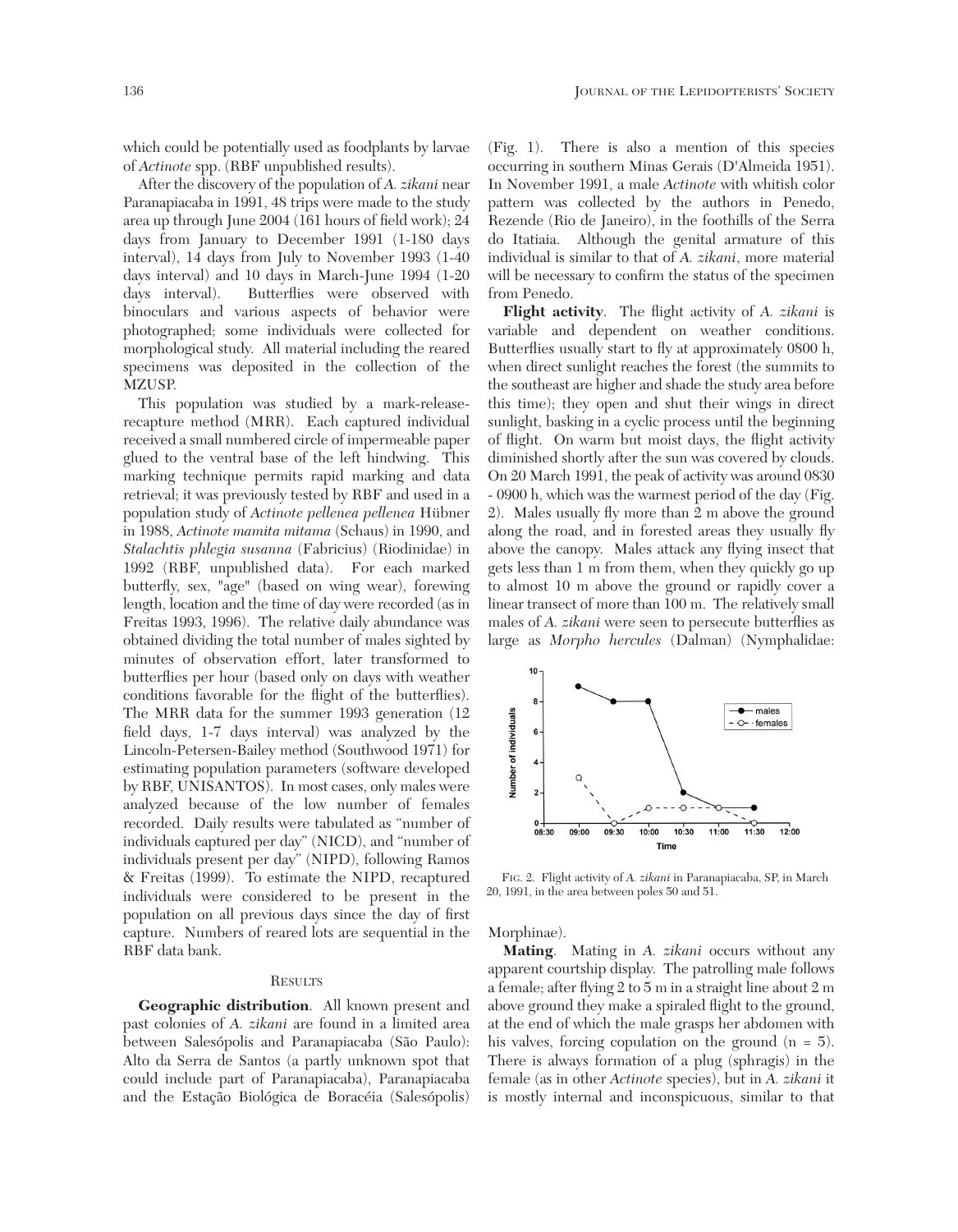which could be potentially used as foodplants by larvae of *Actinote* spp. (RBF unpublished results).

After the discovery of the population of *A. zikani* near Paranapiacaba in 1991, 48 trips were made to the study area up through June 2004 (161 hours of field work); 24 days from January to December 1991 (1-180 days interval), 14 days from July to November 1993 (1-40 days interval) and 10 days in March-June 1994 (1-20 days interval). Butterflies were observed with binoculars and various aspects of behavior were photographed; some individuals were collected for morphological study. All material including the reared specimens was deposited in the collection of the MZUSP.

This population was studied by a mark-release-recapture method (MRR). Each captured individual received a small numbered circle of impermeable paper glued to the ventral base of the left hindwing. This marking technique permits rapid marking and data retrieval; it was previously tested by RBF and used in a population study of *Actinote pellenea pellenea* Hübner in 1988, *Actinote mamita mitama* (Schaus) in 1990, and *Stalachtis phlegia susanna* (Fabricius) (Riodinidae) in 1992 (RBF, unpublished data). For each marked butterfly, sex, "age" (based on wing wear), forewing length, location and the time of day were recorded (as in Freitas 1993, 1996). The relative daily abundance was obtained dividing the total number of males sighted by minutes of observation effort, later transformed to butterflies per hour (based only on days with weather conditions favorable for the flight of the butterflies). The MRR data for the summer 1993 generation (12 field days, 1-7 days interval) was analyzed by the Lincoln-Petersen-Bailey method (Southwood 1971) for estimating population parameters (software developed by RBF, UNISANTOS). In most cases, only males were analyzed because of the low number of females recorded. Daily results were tabulated as "number of individuals captured per day" (NICD), and "number of individuals present per day" (NIPD), following Ramos & Freitas (1999). To estimate the NIPD, recaptured individuals were considered to be present in the population on all previous days since the day of first capture. Numbers of reared lots are sequential in the RBF data bank.

## Results

**Geographic distribution**. All known present and past colonies of *A. zikani* are found in a limited area between Salesópolis and Paranapiacaba (São Paulo): Alto da Serra de Santos (a partly unknown spot that could include part of Paranapiacaba), Paranapiacaba and the Estação Biológica de Boracéia (Salesópolis) (Fig. 1). There is also a mention of this species occurring in southern Minas Gerais (D'Almeida 1951). In November 1991, a male *Actinote* with whitish color pattern was collected by the authors in Penedo, Rezende (Rio de Janeiro), in the foothills of the Serra do Itatiaia. Although the genital armature of this individual is similar to that of *A. zikani*, more material will be necessary to confirm the status of the specimen from Penedo.

**Flight activity**. The flight activity of *A. zikani* is variable and dependent on weather conditions. Butterflies usually start to fly at approximately 0800 h, when direct sunlight reaches the forest (the summits to the southeast are higher and shade the study area before this time); they open and shut their wings in direct sunlight, basking in a cyclic process until the beginning of flight. On warm but moist days, the flight activity diminished shortly after the sun was covered by clouds. On 20 March 1991, the peak of activity was around 0830 - 0900 h, which was the warmest period of the day (Fig. 2). Males usually fly more than 2 m above the ground along the road, and in forested areas they usually fly above the canopy. Males attack any flying insect that gets less than 1 m from them, when they quickly go up to almost 10 m above the ground or rapidly cover a linear transect of more than 100 m. The relatively small males of *A. zikani* were seen to persecute butterflies as large as *Morpho hercules* (Dalman) (Nymphalidae: Morphinae).

FIG. 2. Flight activity of *A. zikani* in Paranapiacaba, SP, in March 20, 1991, in the area between poles 50 and 51.

**Mating**. Mating in *A. zikani* occurs without any apparent courtship display. The patrolling male follows a female; after flying 2 to 5 m in a straight line about 2 m above ground they make a spiraled flight to the ground, at the end of which the male grasps her abdomen with his valves, forcing copulation on the ground (n = 5). There is always formation of a plug (sphragis) in the female (as in other *Actinote* species), but in *A. zikani* it is mostly internal and inconspicuous, similar to that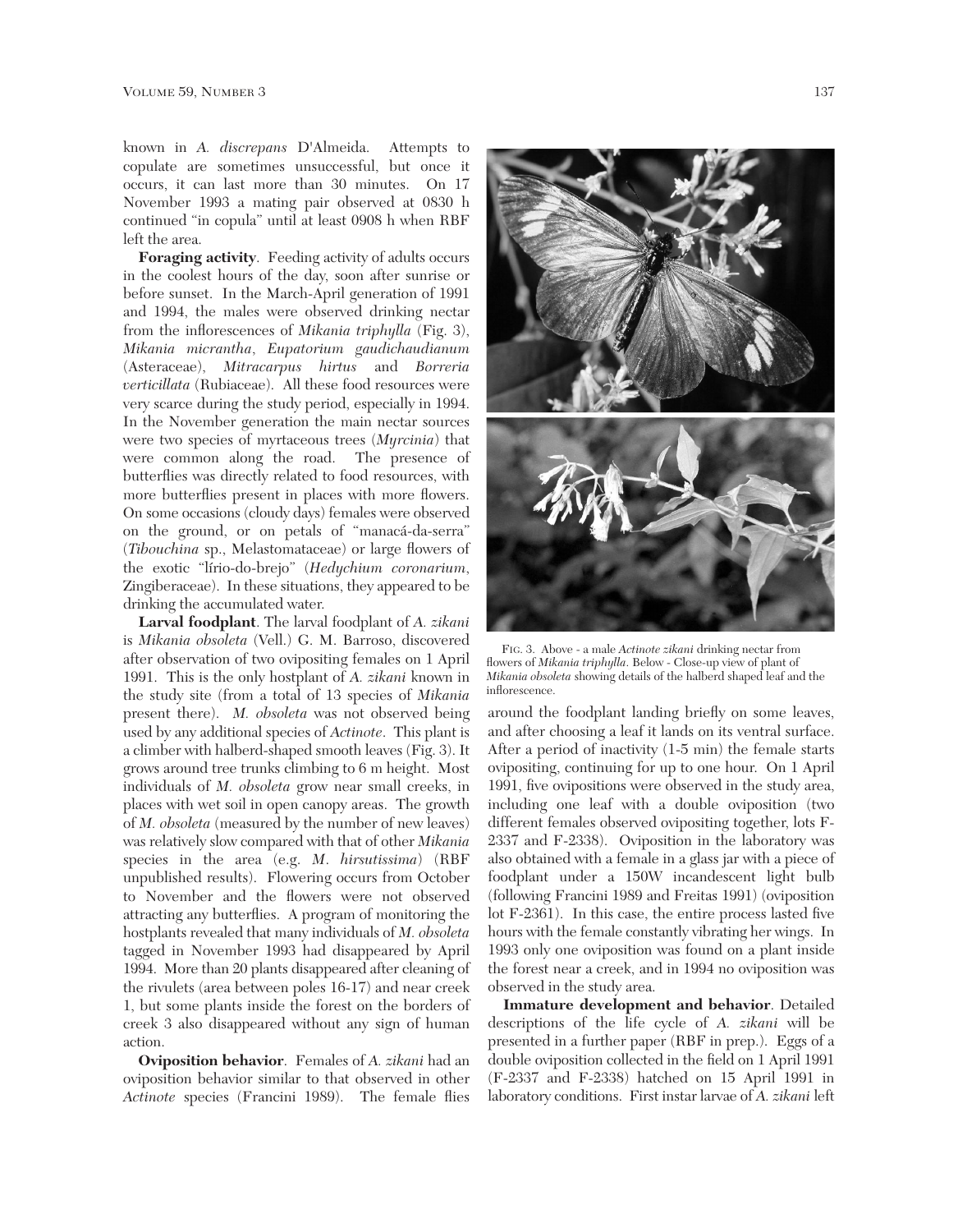known in *A. discrepans* D'Almeida. Attempts to copulate are sometimes unsuccessful, but once it occurs, it can last more than 30 minutes. On 17 November 1993 a mating pair observed at 0830 h continued "in copula" until at least 0908 h when RBF left the area.

**Foraging activity**. Feeding activity of adults occurs in the coolest hours of the day, soon after sunrise or before sunset. In the March-April generation of 1991 and 1994, the males were observed drinking nectar from the inflorescences of *Mikania triphylla* (Fig. 3), *Mikania micrantha*, *Eupatorium gaudichaudianum* (Asteraceae), *Mitracarpus hirtus* and *Borreria verticillata* (Rubiaceae). All these food resources were very scarce during the study period, especially in 1994. In the November generation the main nectar sources were two species of myrtaceous trees (*Myrcinia*) that were common along the road. The presence of butterflies was directly related to food resources, with more butterflies present in places with more flowers. On some occasions (cloudy days) females were observed on the ground, or on petals of "manacá-da-serra" (*Tibouchina* sp., Melastomataceae) or large flowers of the exotic "lírio-do-brejo" (*Hedychium coronarium*, Zingiberaceae). In these situations, they appeared to be drinking the accumulated water.

**Larval foodplant**. The larval foodplant of *A. zikani* is *Mikania obsoleta* (Vell.) G. M. Barroso, discovered after observation of two ovipositing females on 1 April 1991. This is the only hostplant of *A. zikani* known in the study site (from a total of 13 species of *Mikania* present there). *M. obsoleta* was not observed being used by any additional species of *Actinote*. This plant is a climber with halberd-shaped smooth leaves (Fig. 3). It grows around tree trunks climbing to 6 m height. Most individuals of *M. obsoleta* grow near small creeks, in places with wet soil in open canopy areas. The growth of *M. obsoleta* (measured by the number of new leaves) was relatively slow compared with that of other *Mikania* species in the area (e.g. *M. hirsutissima*) (RBF unpublished results). Flowering occurs from October to November and the flowers were not observed attracting any butterflies. A program of monitoring the hostplants revealed that many individuals of *M. obsoleta* tagged in November 1993 had disappeared by April 1994. More than 20 plants disappeared after cleaning of the rivulets (area between poles 16-17) and near creek 1, but some plants inside the forest on the borders of creek 3 also disappeared without any sign of human action.

**Oviposition behavior**. Females of *A. zikani* had an oviposition behavior similar to that observed in other *Actinote* species (Francini 1989). The female flies around the foodplant landing briefly on some leaves, and after choosing a leaf it lands on its ventral surface. After a period of inactivity (1-5 min) the female starts ovipositing, continuing for up to one hour. On 1 April 1991, five ovipositions were observed in the study area, including one leaf with a double oviposition (two different females observed ovipositing together, lots F-2337 and F-2338). Oviposition in the laboratory was also obtained with a female in a glass jar with a piece of foodplant under a 150W incandescent light bulb (following Francini 1989 and Freitas 1991) (oviposition lot F-2361). In this case, the entire process lasted five hours with the female constantly vibrating her wings. In 1993 only one oviposition was found on a plant inside the forest near a creek, and in 1994 no oviposition was observed in the study area.

FIG. 3. Above - a male *Actinote zikani* drinking nectar from flowers of *Mikania triphylla*. Below - Close-up view of plant of *Mikania obsoleta* showing details of the halberd shaped leaf and the inflorescence.

**Immature development and behavior**. Detailed descriptions of the life cycle of *A. zikani* will be presented in a further paper (RBF in prep.). Eggs of a double oviposition collected in the field on 1 April 1991 (F-2337 and F-2338) hatched on 15 April 1991 in laboratory conditions. First instar larvae of *A. zikani* left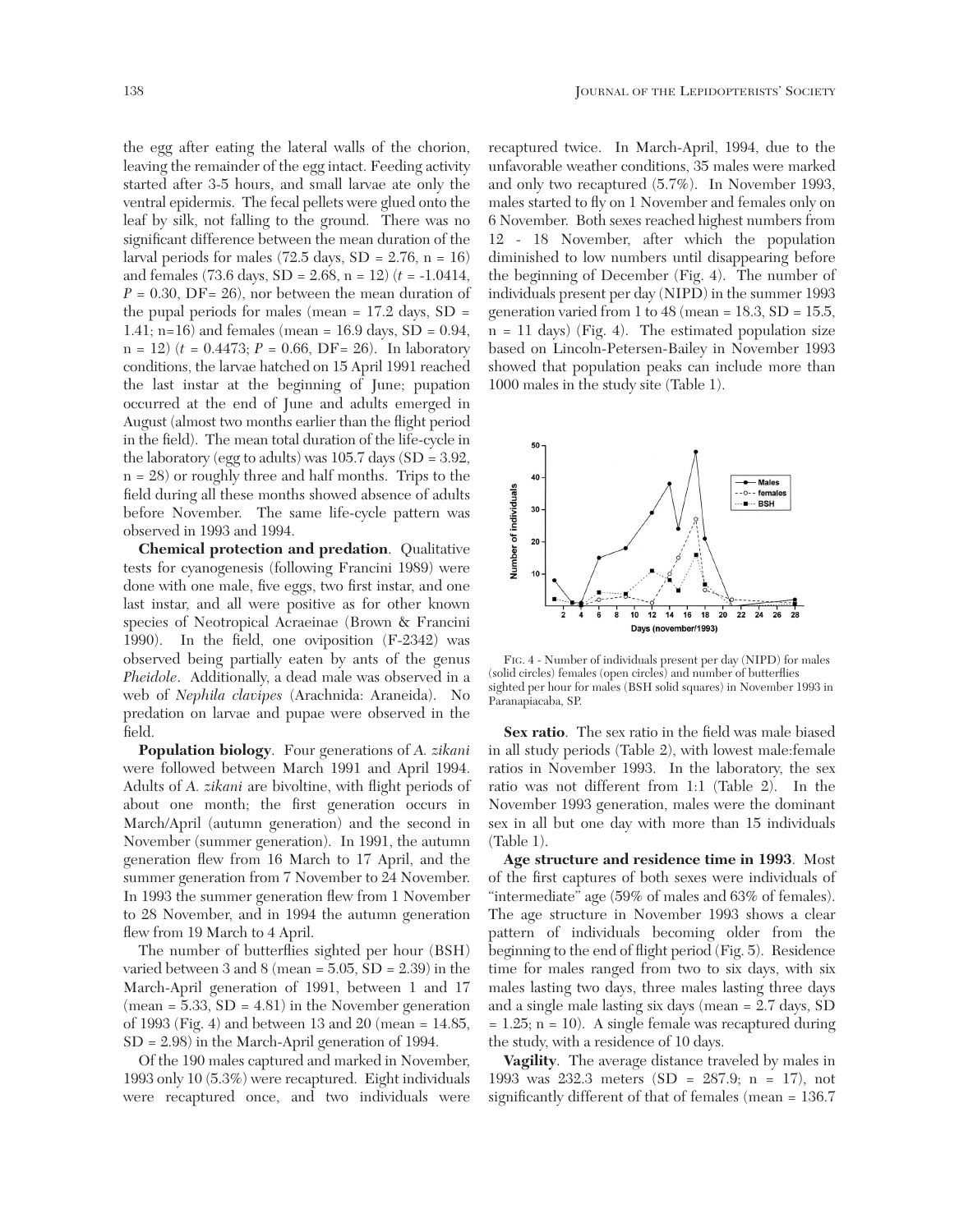the egg after eating the lateral walls of the chorion, leaving the remainder of the egg intact. Feeding activity started after 3-5 hours, and small larvae ate only the ventral epidermis. The fecal pellets were glued onto the leaf by silk, not falling to the ground. There was no significant difference between the mean duration of the larval periods for males (72.5 days, SD = 2.76, n = 16) and females (73.6 days, SD = 2.68, n = 12) ($t$ = -1.0414, $P$ = 0.30, DF= 26), nor between the mean duration of the pupal periods for males (mean = 17.2 days, SD = 1.41; n=16) and females (mean = 16.9 days, SD = 0.94, n = 12) ($t$ = 0.4473; $P$ = 0.66, DF= 26). In laboratory conditions, the larvae hatched on 15 April 1991 reached the last instar at the beginning of June; pupation occurred at the end of June and adults emerged in August (almost two months earlier than the flight period in the field). The mean total duration of the life-cycle in the laboratory (egg to adults) was 105.7 days (SD = 3.92, n = 28) or roughly three and half months. Trips to the field during all these months showed absence of adults before November. The same life-cycle pattern was observed in 1993 and 1994.

**Chemical protection and predation**. Qualitative tests for cyanogenesis (following Francini 1989) were done with one male, five eggs, two first instar, and one last instar, and all were positive as for other known species of Neotropical Acraeinae (Brown & Francini 1990). In the field, one oviposition (F-2342) was observed being partially eaten by ants of the genus *Pheidole*. Additionally, a dead male was observed in a web of *Nephila clavipes* (Arachnida: Araneida). No predation on larvae and pupae were observed in the field.

**Population biology**. Four generations of *A. zikani* were followed between March 1991 and April 1994. Adults of *A. zikani* are bivoltine, with flight periods of about one month; the first generation occurs in March/April (autumn generation) and the second in November (summer generation). In 1991, the autumn generation flew from 16 March to 17 April, and the summer generation from 7 November to 24 November. In 1993 the summer generation flew from 1 November to 28 November, and in 1994 the autumn generation flew from 19 March to 4 April.

The number of butterflies sighted per hour (BSH) varied between 3 and 8 (mean = 5.05, SD = 2.39) in the March-April generation of 1991, between 1 and 17 (mean = 5.33, SD = 4.81) in the November generation of 1993 (Fig. 4) and between 13 and 20 (mean = 14.85, SD = 2.98) in the March-April generation of 1994.

Of the 190 males captured and marked in November, 1993 only 10 (5.3%) were recaptured. Eight individuals were recaptured once, and two individuals were recaptured twice. In March-April, 1994, due to the unfavorable weather conditions, 35 males were marked and only two recaptured (5.7%). In November 1993, males started to fly on 1 November and females only on 6 November. Both sexes reached highest numbers from 12 - 18 November, after which the population diminished to low numbers until disappearing before the beginning of December (Fig. 4). The number of individuals present per day (NIPD) in the summer 1993 generation varied from 1 to 48 (mean = 18.3, SD = 15.5, n = 11 days) (Fig. 4). The estimated population size based on Lincoln-Petersen-Bailey in November 1993 showed that population peaks can include more than 1000 males in the study site (Table 1).

FIG. 4 - Number of individuals present per day (NIPD) for males (solid circles) females (open circles) and number of butterflies sighted per hour for males (BSH solid squares) in November 1993 in Paranapiacaba, SP.

**Sex ratio**. The sex ratio in the field was male biased in all study periods (Table 2), with lowest male:female ratios in November 1993. In the laboratory, the sex ratio was not different from 1:1 (Table 2). In the November 1993 generation, males were the dominant sex in all but one day with more than 15 individuals (Table 1).

**Age structure and residence time in 1993**. Most of the first captures of both sexes were individuals of "intermediate" age (59% of males and 63% of females). The age structure in November 1993 shows a clear pattern of individuals becoming older from the beginning to the end of flight period (Fig. 5). Residence time for males ranged from two to six days, with six males lasting two days, three males lasting three days and a single male lasting six days (mean = 2.7 days, SD = 1.25; n = 10). A single female was recaptured during the study, with a residence of 10 days.

**Vagility**. The average distance traveled by males in 1993 was 232.3 meters (SD = 287.9; n = 17), not significantly different of that of females (mean = 136.7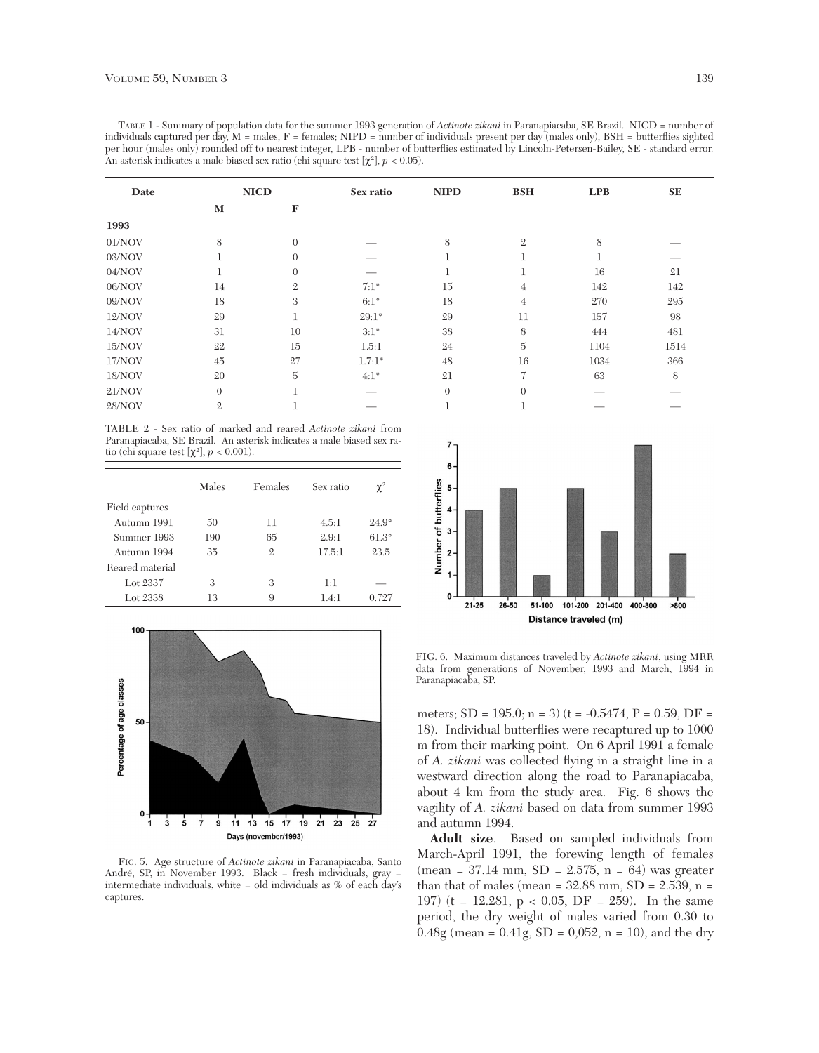TABLE 1 - Summary of population data for the summer 1993 generation of *Actinote zikani* in Paranapiacaba, SE Brazil. NICD = number of individuals captured per day, M = males, F = females; NIPD = number of individuals present per day (males only), BSH = butterflies sighted per hour (males only) rounded off to nearest integer, LPB - number of butterflies estimated by Lincoln-Petersen-Bailey, SE - standard error. An asterisk indicates a male biased sex ratio (chi square test [$\chi^2$], $p < 0.05$).

| Date | NICD | | Sex ratio | NIPD | BSH | LPB | SE |
|---|---|---|---|---|---|---|---|
| | M | F | | | | | |
| **1993** | | | | | | | |
| 01/NOV | 8 | 0 | — | 8 | 2 | 8 | — |
| 03/NOV | 1 | 0 | — | 1 | 1 | 1 | — |
| 04/NOV | 1 | 0 | — | 1 | 1 | 16 | 21 |
| 06/NOV | 14 | 2 | 7:1* | 15 | 4 | 142 | 142 |
| 09/NOV | 18 | 3 | 6:1* | 18 | 4 | 270 | 295 |
| 12/NOV | 29 | 1 | 29:1* | 29 | 11 | 157 | 98 |
| 14/NOV | 31 | 10 | 3:1* | 38 | 8 | 444 | 481 |
| 15/NOV | 22 | 15 | 1.5:1 | 24 | 5 | 1104 | 1514 |
| 17/NOV | 45 | 27 | 1.7:1* | 48 | 16 | 1034 | 366 |
| 18/NOV | 20 | 5 | 4:1* | 21 | 7 | 63 | 8 |
| 21/NOV | 0 | 1 | — | 0 | 0 | — | — |
| 28/NOV | 2 | 1 | — | 1 | 1 | — | — |

TABLE 2 - Sex ratio of marked and reared *Actinote zikani* from Paranapiacaba, SE Brazil. An asterisk indicates a male biased sex ratio (chi square test [$\chi^2$], $p < 0.001$).

| | Males | Females | Sex ratio | $\chi^2$ |
|---|---|---|---|---|
| Field captures | | | | |
| Autumn 1991 | 50 | 11 | 4.5:1 | 24.9* |
| Summer 1993 | 190 | 65 | 2.9:1 | 61.3* |
| Autumn 1994 | 35 | 2 | 17.5:1 | 23.5 |
| Reared material | | | | |
| Lot 2337 | 3 | 3 | 1:1 | — |
| Lot 2338 | 13 | 9 | 1.4:1 | 0.727 |

FIG. 5. Age structure of *Actinote zikani* in Paranapiacaba, Santo André, SP, in November 1993. Black = fresh individuals, gray = intermediate individuals, white = old individuals as % of each day's captures.

FIG. 6. Maximum distances traveled by *Actinote zikani*, using MRR data from generations of November, 1993 and March, 1994 in Paranapiacaba, SP.

meters; SD = 195.0; n = 3) (t = -0.5474, P = 0.59, DF = 18). Individual butterflies were recaptured up to 1000 m from their marking point. On 6 April 1991 a female of *A. zikani* was collected flying in a straight line in a westward direction along the road to Paranapiacaba, about 4 km from the study area. Fig. 6 shows the vagility of *A. zikani* based on data from summer 1993 and autumn 1994.

**Adult size**. Based on sampled individuals from March-April 1991, the forewing length of females (mean = 37.14 mm, SD = 2.575, n = 64) was greater than that of males (mean = 32.88 mm, SD = 2.539, n = 197) (t = 12.281, p < 0.05, DF = 259). In the same period, the dry weight of males varied from 0.30 to 0.48g (mean = 0.41g, SD = 0,052, n = 10), and the dry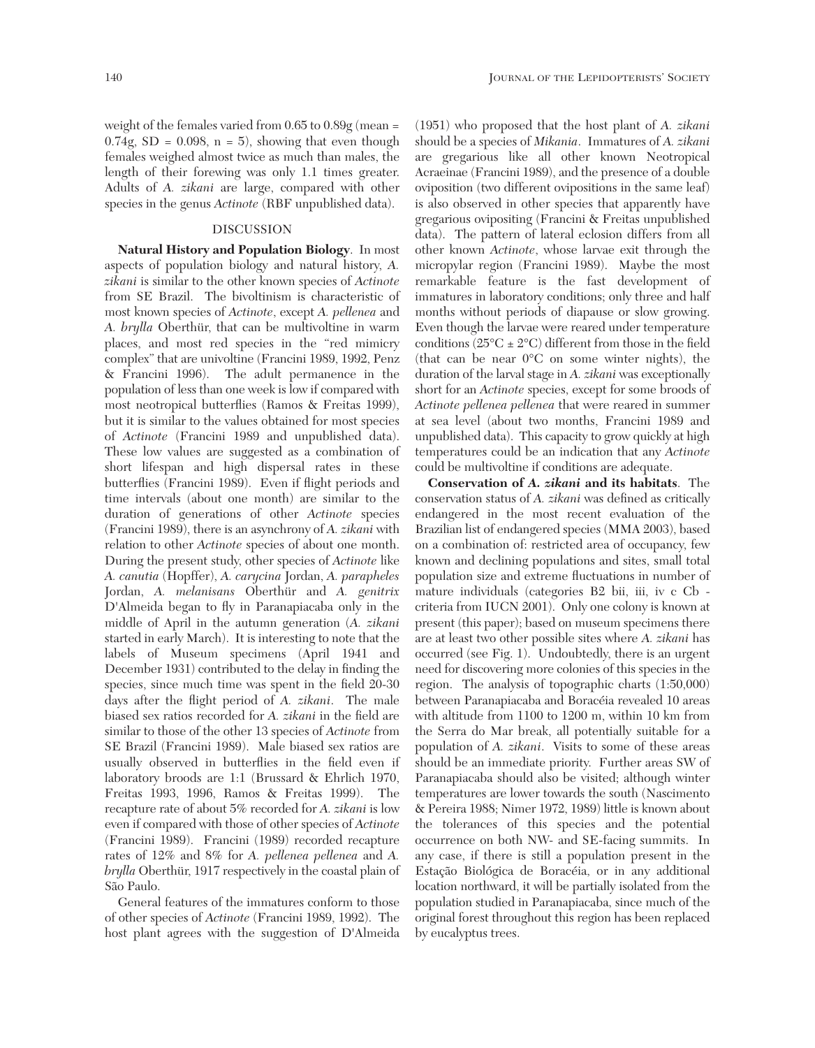weight of the females varied from 0.65 to 0.89g (mean = 0.74g, SD = 0.098, n = 5), showing that even though females weighed almost twice as much than males, the length of their forewing was only 1.1 times greater. Adults of *A. zikani* are large, compared with other species in the genus *Actinote* (RBF unpublished data).

## DISCUSSION

**Natural History and Population Biology**. In most aspects of population biology and natural history, *A. zikani* is similar to the other known species of *Actinote* from SE Brazil. The bivoltinism is characteristic of most known species of *Actinote*, except *A. pellenea* and *A. brylla* Oberthür, that can be multivoltine in warm places, and most red species in the "red mimicry complex" that are univoltine (Francini 1989, 1992, Penz & Francini 1996). The adult permanence in the population of less than one week is low if compared with most neotropical butterflies (Ramos & Freitas 1999), but it is similar to the values obtained for most species of *Actinote* (Francini 1989 and unpublished data). These low values are suggested as a combination of short lifespan and high dispersal rates in these butterflies (Francini 1989). Even if flight periods and time intervals (about one month) are similar to the duration of generations of other *Actinote* species (Francini 1989), there is an asynchrony of *A. zikani* with relation to other *Actinote* species of about one month. During the present study, other species of *Actinote* like *A. canutia* (Hopffer), *A. carycina* Jordan, *A. parapheles* Jordan, *A. melanisans* Oberthür and *A. genitrix* D'Almeida began to fly in Paranapiacaba only in the middle of April in the autumn generation (*A. zikani* started in early March). It is interesting to note that the labels of Museum specimens (April 1941 and December 1931) contributed to the delay in finding the species, since much time was spent in the field 20-30 days after the flight period of *A. zikani*. The male biased sex ratios recorded for *A. zikani* in the field are similar to those of the other 13 species of *Actinote* from SE Brazil (Francini 1989). Male biased sex ratios are usually observed in butterflies in the field even if laboratory broods are 1:1 (Brussard & Ehrlich 1970, Freitas 1993, 1996, Ramos & Freitas 1999). The recapture rate of about 5% recorded for *A. zikani* is low even if compared with those of other species of *Actinote* (Francini 1989). Francini (1989) recorded recapture rates of 12% and 8% for *A. pellenea pellenea* and *A. brylla* Oberthür, 1917 respectively in the coastal plain of São Paulo.

General features of the immatures conform to those of other species of *Actinote* (Francini 1989, 1992). The host plant agrees with the suggestion of D'Almeida (1951) who proposed that the host plant of *A. zikani* should be a species of *Mikania*. Immatures of *A. zikani* are gregarious like all other known Neotropical Acraeinae (Francini 1989), and the presence of a double oviposition (two different ovipositions in the same leaf) is also observed in other species that apparently have gregarious ovipositing (Francini & Freitas unpublished data). The pattern of lateral eclosion differs from all other known *Actinote*, whose larvae exit through the micropylar region (Francini 1989). Maybe the most remarkable feature is the fast development of immatures in laboratory conditions; only three and half months without periods of diapause or slow growing. Even though the larvae were reared under temperature conditions (25°C ± 2°C) different from those in the field (that can be near 0°C on some winter nights), the duration of the larval stage in *A. zikani* was exceptionally short for an *Actinote* species, except for some broods of *Actinote pellenea pellenea* that were reared in summer at sea level (about two months, Francini 1989 and unpublished data). This capacity to grow quickly at high temperatures could be an indication that any *Actinote* could be multivoltine if conditions are adequate.

**Conservation of *A. zikani* and its habitats**. The conservation status of *A. zikani* was defined as critically endangered in the most recent evaluation of the Brazilian list of endangered species (MMA 2003), based on a combination of: restricted area of occupancy, few known and declining populations and sites, small total population size and extreme fluctuations in number of mature individuals (categories B2 bii, iii, iv c Cb - criteria from IUCN 2001). Only one colony is known at present (this paper); based on museum specimens there are at least two other possible sites where *A. zikani* has occurred (see Fig. 1). Undoubtedly, there is an urgent need for discovering more colonies of this species in the region. The analysis of topographic charts (1:50,000) between Paranapiacaba and Boracéia revealed 10 areas with altitude from 1100 to 1200 m, within 10 km from the Serra do Mar break, all potentially suitable for a population of *A. zikani*. Visits to some of these areas should be an immediate priority. Further areas SW of Paranapiacaba should also be visited; although winter temperatures are lower towards the south (Nascimento & Pereira 1988; Nimer 1972, 1989) little is known about the tolerances of this species and the potential occurrence on both NW- and SE-facing summits. In any case, if there is still a population present in the Estação Biológica de Boracéia, or in any additional location northward, it will be partially isolated from the population studied in Paranapiacaba, since much of the original forest throughout this region has been replaced by eucalyptus trees.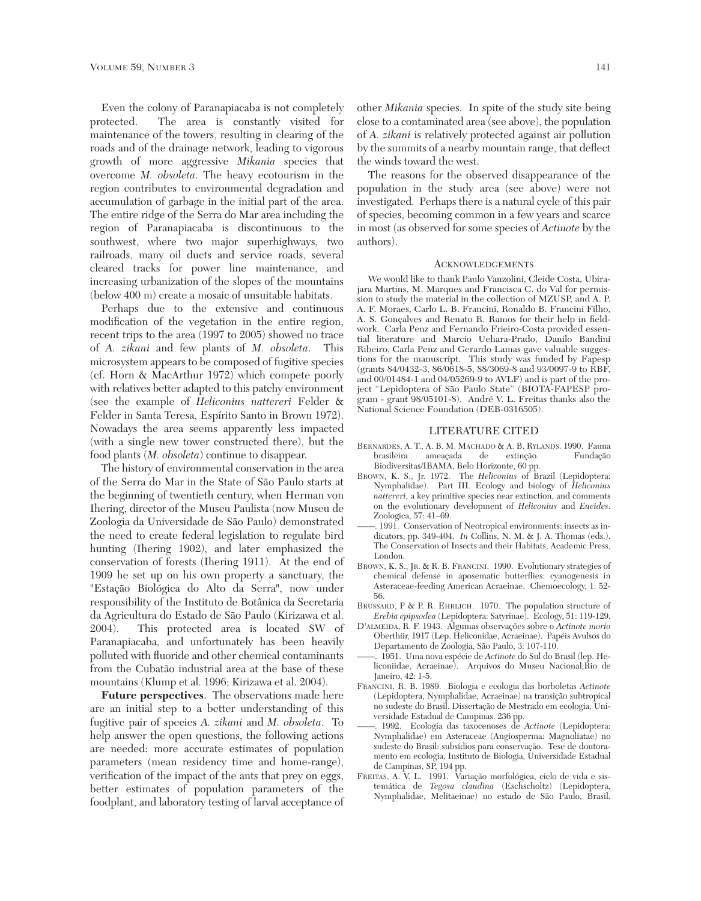Even the colony of Paranapiacaba is not completely protected. The area is constantly visited for maintenance of the towers, resulting in clearing of the roads and of the drainage network, leading to vigorous growth of more aggressive *Mikania* species that overcome *M. obsoleta*. The heavy ecotourism in the region contributes to environmental degradation and accumulation of garbage in the initial part of the area. The entire ridge of the Serra do Mar area including the region of Paranapiacaba is discontinuous to the southwest, where two major superhighways, two railroads, many oil ducts and service roads, several cleared tracks for power line maintenance, and increasing urbanization of the slopes of the mountains (below 400 m) create a mosaic of unsuitable habitats.

Perhaps due to the extensive and continuous modification of the vegetation in the entire region, recent trips to the area (1997 to 2005) showed no trace of *A. zikani* and few plants of *M. obsoleta*. This microsystem appears to be composed of fugitive species (cf. Horn & MacArthur 1972) which compete poorly with relatives better adapted to this patchy environment (see the example of *Heliconius nattereri* Felder & Felder in Santa Teresa, Espírito Santo in Brown 1972). Nowadays the area seems apparently less impacted (with a single new tower constructed there), but the food plants (*M. obsoleta*) continue to disappear.

The history of environmental conservation in the area of the Serra do Mar in the State of São Paulo starts at the beginning of twentieth century, when Herman von Ihering, director of the Museu Paulista (now Museu de Zoologia da Universidade de São Paulo) demonstrated the need to create federal legislation to regulate bird hunting (Ihering 1902), and later emphasized the conservation of forests (Ihering 1911). At the end of 1909 he set up on his own property a sanctuary, the "Estação Biológica do Alto da Serra", now under responsibility of the Instituto de Botânica da Secretaria da Agricultura do Estado de São Paulo (Kirizawa et al. 2004). This protected area is located SW of Paranapiacaba, and unfortunately has been heavily polluted with fluoride and other chemical contaminants from the Cubatão industrial area at the base of these mountains (Klump et al. 1996; Kirizawa et al. 2004).

**Future perspectives**. The observations made here are an initial step to a better understanding of this fugitive pair of species *A. zikani* and *M. obsoleta*. To help answer the open questions, the following actions are needed: more accurate estimates of population parameters (mean residency time and home-range), verification of the impact of the ants that prey on eggs, better estimates of population parameters of the foodplant, and laboratory testing of larval acceptance of other *Mikania* species. In spite of the study site being close to a contaminated area (see above), the population of *A. zikani* is relatively protected against air pollution by the summits of a nearby mountain range, that deflect the winds toward the west.

The reasons for the observed disappearance of the population in the study area (see above) were not investigated. Perhaps there is a natural cycle of this pair of species, becoming common in a few years and scarce in most (as observed for some species of *Actinote* by the authors).

## Acknowledgements

We would like to thank Paulo Vanzolini, Cleide Costa, Ubirajara Martins, M. Marques and Francisca C. do Val for permission to study the material in the collection of MZUSP, and A. P. A. F. Moraes, Carlo L. B. Francini, Ronaldo B. Francini Filho, A. S. Gonçalves and Renato R. Ramos for their help in fieldwork. Carla Penz and Fernando Frieiro-Costa provided essential literature and Marcio Uehara-Prado, Danilo Bandini Ribeiro, Carla Penz and Gerardo Lamas gave valuable suggestions for the manuscript. This study was funded by Fapesp (grants 84/0432-3, 86/0618-5, 88/3069-8 and 93/0097-9 to RBF, and 00/01484-1 and 04/05269-9 to AVLF) and is part of the project "Lepidoptera of São Paulo State" (BIOTA-FAPESP program - grant 98/05101-8). André V. L. Freitas thanks also the National Science Foundation (DEB-0316505).

## LITERATURE CITED

Bernardes, A. T., A. B. M. Machado & A. B. Rylands. 1990. Fauna brasileira ameaçada de extinção. Fundação Biodiversitas/IBAMA, Belo Horizonte, 60 pp.

Brown, K. S., Jr. 1972. The *Heliconius* of Brazil (Lepidoptera: Nymphalidae). Part III. Ecology and biology of *Heliconius nattereri*, a key primitive species near extinction, and comments on the evolutionary development of *Heliconius* and *Eueides*. Zoologica, 57: 41–69.

——. 1991. Conservation of Neotropical environments: insects as indicators, pp. 349-404. *In* Collins, N. M. & J. A. Thomas (eds.). The Conservation of Insects and their Habitats, Academic Press, London.

Brown, K. S., Jr. & R. B. Francini. 1990. Evolutionary strategies of chemical defense in aposematic butterflies: cyanogenesis in Asteraceae-feeding American Acraeinae. Chemoecology, 1: 52-56.

Brussard, P & P. R. Ehrlich. 1970. The population structure of *Erebia epipsodea* (Lepidoptera: Satyrinae). Ecology, 51: 119-129.

D'almeida, R. F. 1943. Algumas observações sobre o *Actinote morio* Oberthür, 1917 (Lep. Heliconidae, Acraeinae). Papéis Avulsos do Departamento de Zoologia, São Paulo, 3: 107-110.

——. 1951. Uma nova espécie de *Actinote* do Sul do Brasil (lep. Heliconiidae, Acraeinae). Arquivos do Museu Nacional,Rio de Janeiro, 42: 1-5.

Francini, R. B. 1989. Biologia e ecologia das borboletas *Actinote* (Lepidoptera, Nymphalidae, Acraeinae) na transição subtropical no sudeste do Brasil. Dissertação de Mestrado em ecologia, Universidade Estadual de Campinas. 236 pp.

——. 1992. Ecologia das taxocenoses de *Actinote* (Lepidoptera: Nymphalidae) em Asteraceae (Angiosperma: Magnoliatae) no sudeste do Brasil: subsídios para conservação. Tese de doutoramento em ecologia, Instituto de Biologia, Universidade Estadual de Campinas, SP, 194 pp.

Freitas, A. V. L. 1991. Variação morfológica, ciclo de vida e sistemática de *Tegosa claudina* (Eschscholtz) (Lepidoptera, Nymphalidae, Melitaeinae) no estado de São Paulo, Brasil.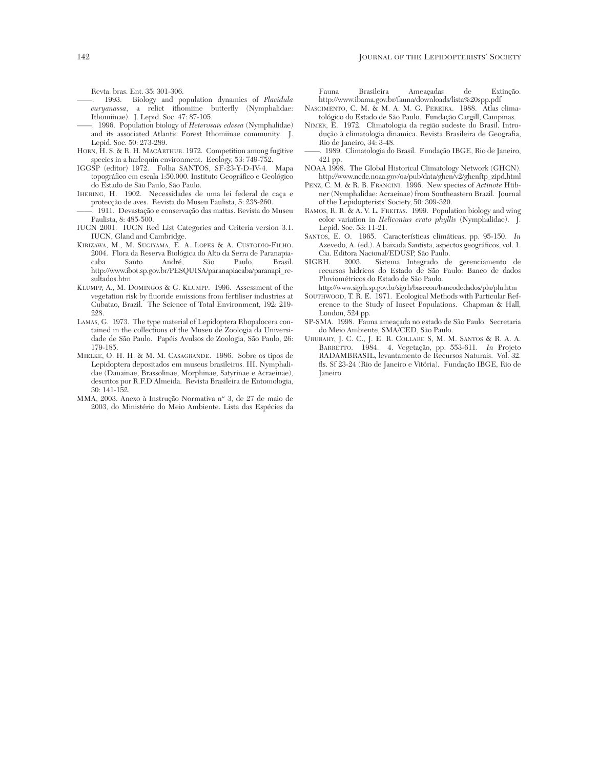Revta. bras. Ent. 35: 301-306.

——. 1993. Biology and population dynamics of *Placidula euryanassa*, a relict ithomiine butterfly (Nymphalidae: Ithomiinae). J. Lepid. Soc. 47: 87-105.

——. 1996. Population biology of *Heterosais edessa* (Nymphalidae) and its associated Atlantic Forest Ithomiinae community. J. Lepid. Soc. 50: 273-289.

HORN, H. S. & R. H. MACARTHUR. 1972. Competition among fugitive species in a harlequin environment. Ecology, 53: 749-752.

IGGSP (editor) 1972. Folha SANTOS, SF-23-Y-D-IV-4. Mapa topográfico em escala 1:50.000. Instituto Geográfico e Geológico do Estado de São Paulo, São Paulo.

IHERING, H. 1902. Necessidades de uma lei federal de caça e protecção de aves. Revista do Museu Paulista, 5: 238-260.

——. 1911. Devastação e conservação das mattas. Revista do Museu Paulista, 8: 485-500.

IUCN 2001. IUCN Red List Categories and Criteria version 3.1. IUCN, Gland and Cambridge.

KIRIZAWA, M., M. SUGIYAMA, E. A. LOPES & A. CUSTODIO-FILHO. 2004. Flora da Reserva Biológica do Alto da Serra de Paranapiacaba Santo André, São Paulo, Brasil. http://www.ibot.sp.gov.br/PESQUISA/paranapiacaba/paranapi_resultados.htm

KLUMPP, A., M. DOMINGOS & G. KLUMPP. 1996. Assessment of the vegetation risk by fluoride emissions from fertiliser industries at Cubatao, Brazil. The Science of Total Environment, 192: 219-228.

LAMAS, G. 1973. The type material of Lepidoptera Rhopalocera contained in the collections of the Museu de Zoologia da Universidade de São Paulo. Papéis Avulsos de Zoologia, São Paulo, 26: 179-185.

MIELKE, O. H. H. & M. M. CASAGRANDE. 1986. Sobre os tipos de Lepidoptera depositados em museus brasileiros. III. Nymphalidae (Danainae, Brassolinae, Morphinae, Satyrinae e Acraeinae), descritos por R.F.D'Almeida. Revista Brasileira de Entomologia, 30: 141-152.

MMA, 2003. Anexo à Instrução Normativa n° 3, de 27 de maio de 2003, do Ministério do Meio Ambiente. Lista das Espécies da Fauna Brasileira Ameaçadas de Extinção. http://www.ibama.gov.br/fauna/downloads/lista%20spp.pdf

NASCIMENTO, C. M. & M. A. M. G. PEREIRA. 1988. Atlas climatológico do Estado de São Paulo. Fundação Cargill, Campinas.

NIMER, E. 1972. Climatologia da região sudeste do Brasil. Introdução à climatologia dinamica. Revista Brasileira de Geografia, Rio de Janeiro, 34: 3-48.

——. 1989. Climatologia do Brasil. Fundação IBGE, Rio de Janeiro, 421 pp.

NOAA 1998. The Global Historical Climatology Network (GHCN). http://www.ncdc.noaa.gov/oa/pub/data/ghcn/v2/ghcnftp_zipd.html

PENZ, C. M. & R. B. FRANCINI. 1996. New species of *Actinote* Hübner (Nymphalidae: Acraeinae) from Southeastern Brazil. Journal of the Lepidopterists' Society, 50: 309-320.

RAMOS, R. R. & A. V. L. FREITAS. 1999. Population biology and wing color variation in *Heliconius erato phyllis* (Nymphalidae). J. Lepid. Soc. 53: 11-21.

SANTOS, E. O. 1965. Características climáticas, pp. 95-150. *In* Azevedo, A. (ed.). A baixada Santista, aspectos geográficos, vol. 1. Cia. Editora Nacional/EDUSP, São Paulo.

SIGRH. 2003. Sistema Integrado de gerenciamento de recursos hídricos do Estado de São Paulo: Banco de dados Pluviométricos do Estado de São Paulo. http://www.sigrh.sp.gov.br/sigrh/basecon/bancodedados/plu/plu.htm

SOUTHWOOD, T. R. E. 1971. Ecological Methods with Particular Reference to the Study of Insect Populations. Chapman & Hall, London, 524 pp.

SP-SMA. 1998. Fauna ameaçada no estado de São Paulo. Secretaria do Meio Ambiente, SMA/CED, São Paulo.

URURAHY, J. C. C., J. E. R. COLLARE S, M. M. SANTOS & R. A. A. BARRETTO. 1984. 4. Vegetação, pp. 553-611. *In* Projeto RADAMBRASIL, levantamento de Recursos Naturais. Vol. 32. fls. Sf 23-24 (Rio de Janeiro e Vitória). Fundação IBGE, Rio de Janeiro